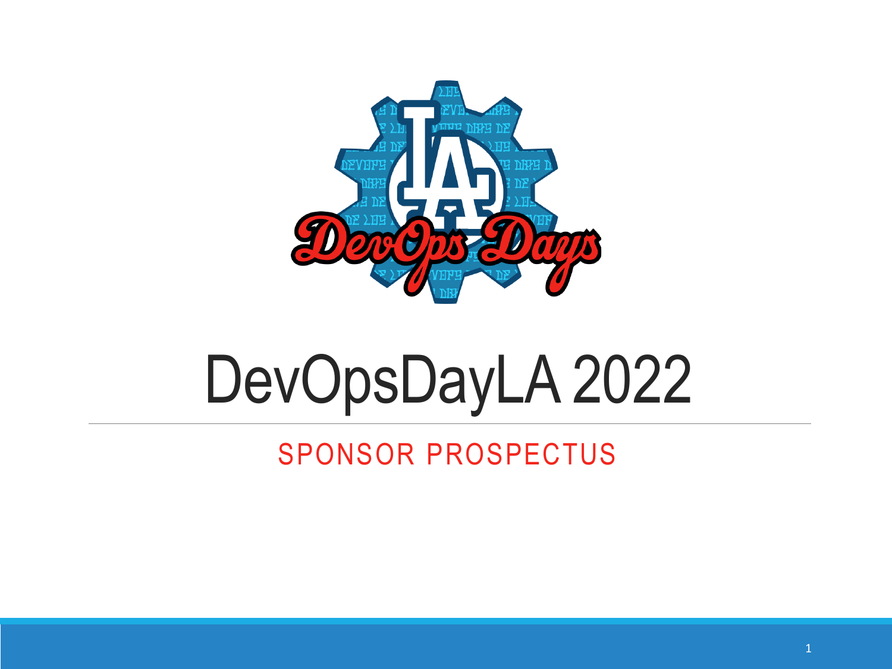# DevOpsDayLA 2022

## SPONSOR PROSPECTUS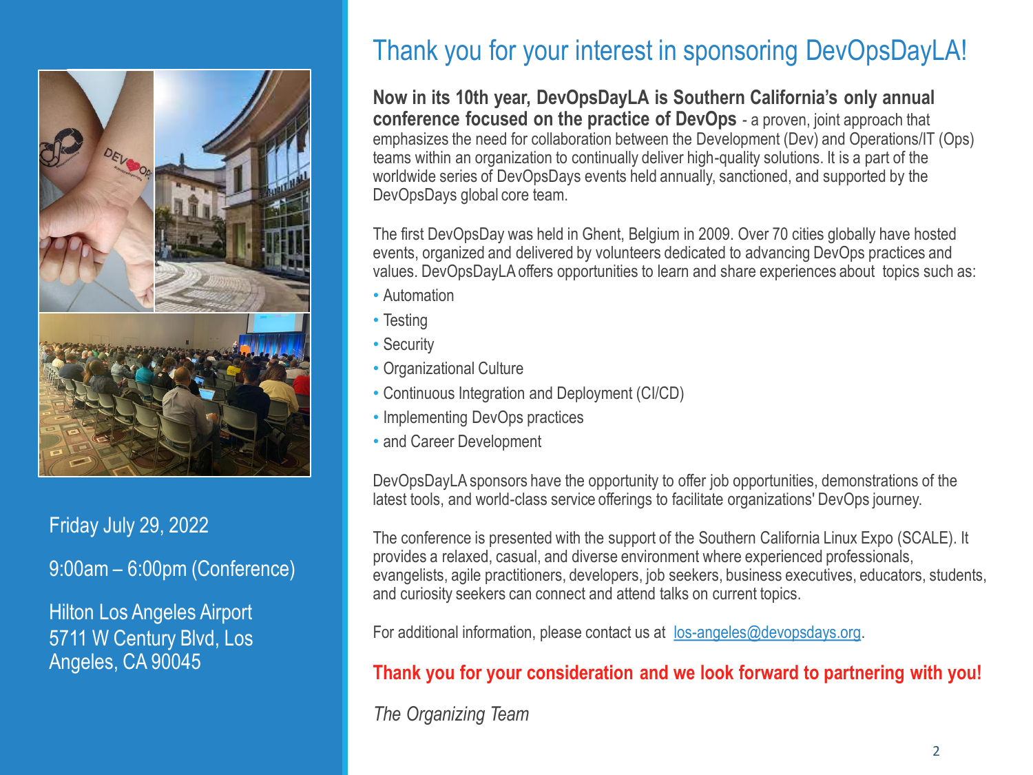Friday July 29, 2022

9:00am – 6:00pm (Conference)

Hilton Los Angeles Airport
5711 W Century Blvd, Los Angeles, CA 90045

# Thank you for your interest in sponsoring DevOpsDayLA!

**Now in its 10th year, DevOpsDayLA is Southern California's only annual conference focused on the practice of DevOps** - a proven, joint approach that emphasizes the need for collaboration between the Development (Dev) and Operations/IT (Ops) teams within an organization to continually deliver high-quality solutions. It is a part of the worldwide series of DevOpsDays events held annually, sanctioned, and supported by the DevOpsDays global core team.

The first DevOpsDay was held in Ghent, Belgium in 2009. Over 70 cities globally have hosted events, organized and delivered by volunteers dedicated to advancing DevOps practices and values. DevOpsDayLA offers opportunities to learn and share experiences about topics such as:

- Automation
- Testing
- Security
- Organizational Culture
- Continuous Integration and Deployment (CI/CD)
- Implementing DevOps practices
- and Career Development

DevOpsDayLA sponsors have the opportunity to offer job opportunities, demonstrations of the latest tools, and world-class service offerings to facilitate organizations' DevOps journey.

The conference is presented with the support of the Southern California Linux Expo (SCALE). It provides a relaxed, casual, and diverse environment where experienced professionals, evangelists, agile practitioners, developers, job seekers, business executives, educators, students, and curiosity seekers can connect and attend talks on current topics.

For additional information, please contact us at los-angeles@devopsdays.org.

**Thank you for your consideration and we look forward to partnering with you!**

*The Organizing Team*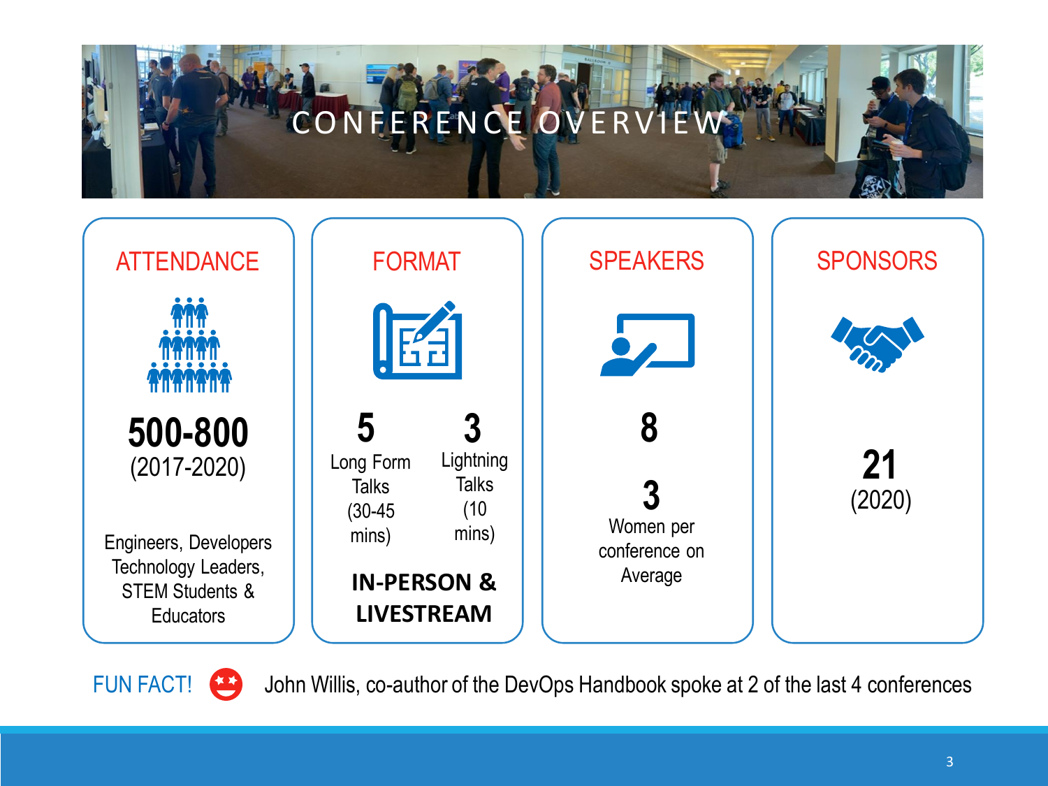# CONFERENCE OVERVIEW

## ATTENDANCE

**500-800**
(2017-2020)

Engineers, Developers Technology Leaders, STEM Students & Educators

## FORMAT

**5**
Long Form Talks (30-45 mins)

**3**
Lightning Talks (10 mins)

**IN-PERSON & LIVESTREAM**

## SPEAKERS

**8**

**3**
Women per conference on Average

## SPONSORS

**21**
(2020)

FUN FACT! John Willis, co-author of the DevOps Handbook spoke at 2 of the last 4 conferences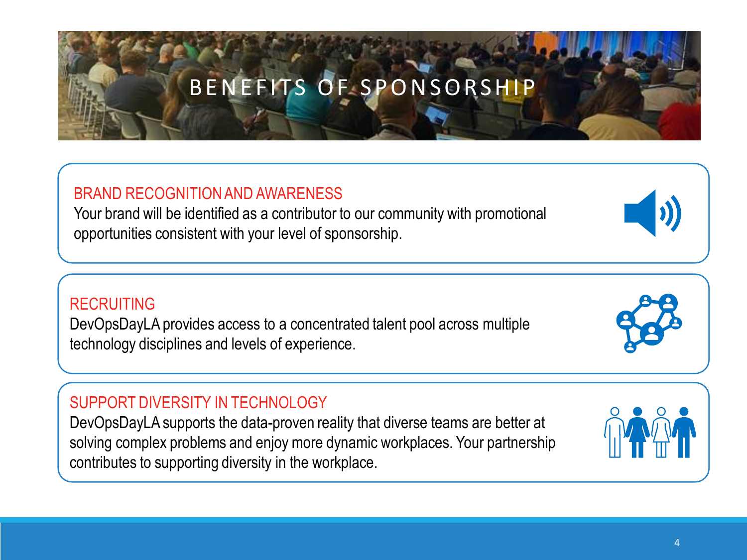# BENEFITS OF SPONSORSHIP

## BRAND RECOGNITION AND AWARENESS

Your brand will be identified as a contributor to our community with promotional opportunities consistent with your level of sponsorship.

## RECRUITING

DevOpsDayLA provides access to a concentrated talent pool across multiple technology disciplines and levels of experience.

## SUPPORT DIVERSITY IN TECHNOLOGY

DevOpsDayLA supports the data-proven reality that diverse teams are better at solving complex problems and enjoy more dynamic workplaces. Your partnership contributes to supporting diversity in the workplace.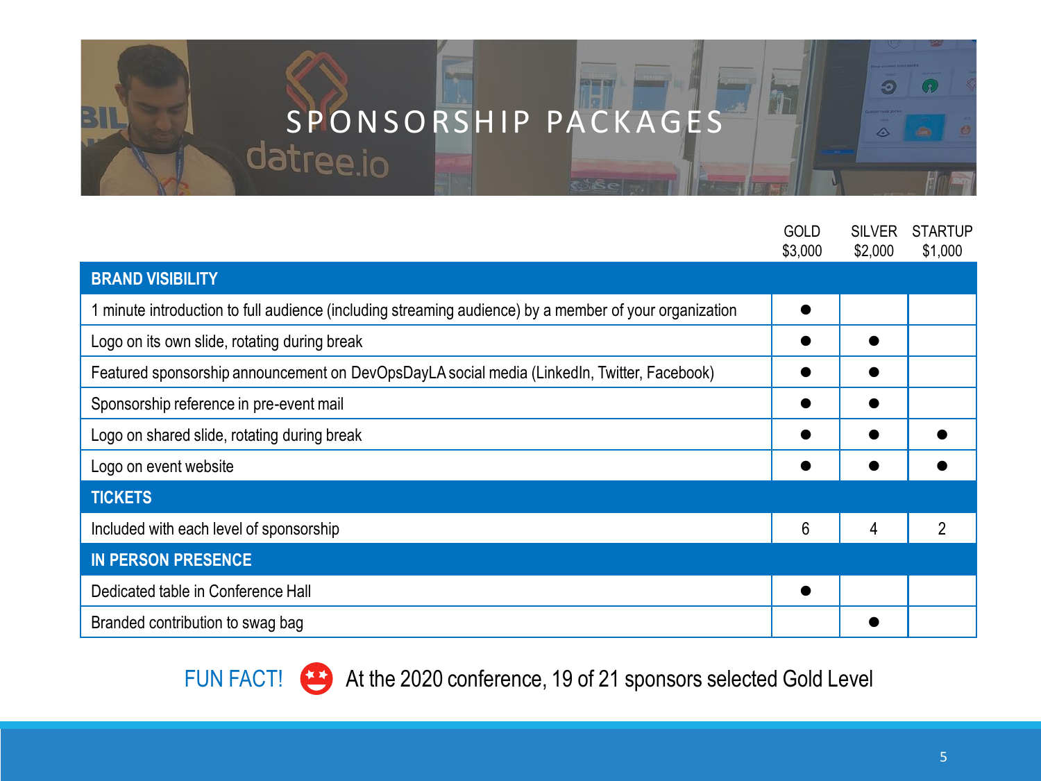# SPONSORSHIP PACKAGES

| | GOLD $3,000 | SILVER $2,000 | STARTUP $1,000 |
|---|---|---|---|
| **BRAND VISIBILITY** | | | |
| 1 minute introduction to full audience (including streaming audience) by a member of your organization | ● | | |
| Logo on its own slide, rotating during break | ● | ● | |
| Featured sponsorship announcement on DevOpsDayLA social media (LinkedIn, Twitter, Facebook) | ● | ● | |
| Sponsorship reference in pre-event mail | ● | ● | |
| Logo on shared slide, rotating during break | ● | ● | ● |
| Logo on event website | ● | ● | ● |
| **TICKETS** | | | |
| Included with each level of sponsorship | 6 | 4 | 2 |
| **IN PERSON PRESENCE** | | | |
| Dedicated table in Conference Hall | ● | | |
| Branded contribution to swag bag | | ● | |

FUN FACT! At the 2020 conference, 19 of 21 sponsors selected Gold Level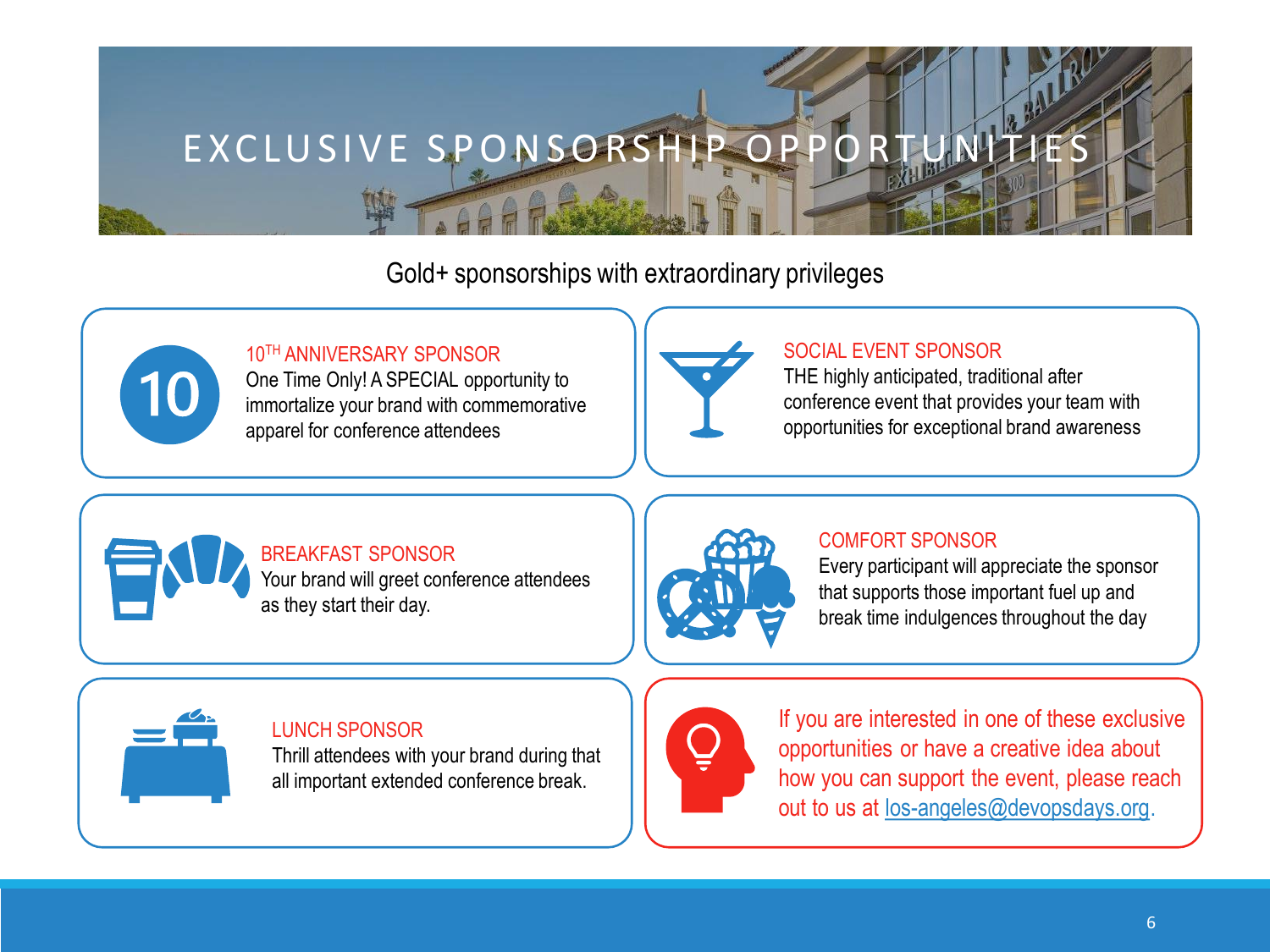# EXCLUSIVE SPONSORSHIP OPPORTUNITIES

Gold+ sponsorships with extraordinary privileges

### 10TH ANNIVERSARY SPONSOR

One Time Only! A SPECIAL opportunity to immortalize your brand with commemorative apparel for conference attendees

### SOCIAL EVENT SPONSOR

THE highly anticipated, traditional after conference event that provides your team with opportunities for exceptional brand awareness

### BREAKFAST SPONSOR

Your brand will greet conference attendees as they start their day.

### COMFORT SPONSOR

Every participant will appreciate the sponsor that supports those important fuel up and break time indulgences throughout the day

### LUNCH SPONSOR

Thrill attendees with your brand during that all important extended conference break.

If you are interested in one of these exclusive opportunities or have a creative idea about how you can support the event, please reach out to us at los-angeles@devopsdays.org.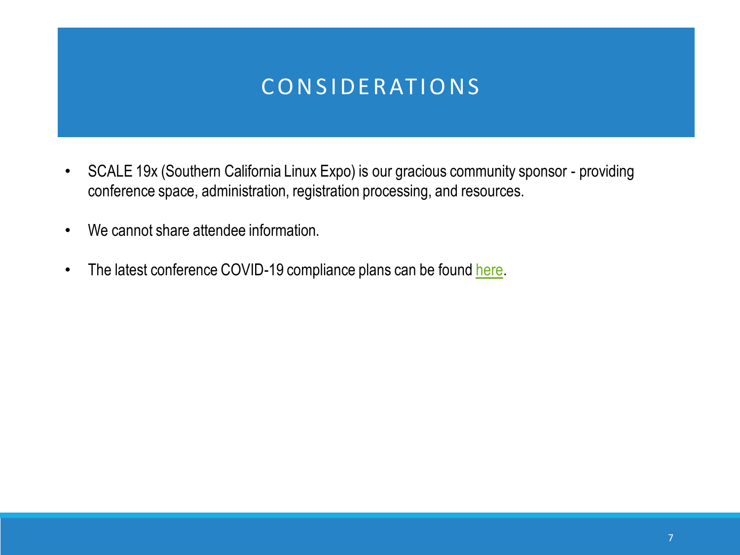# CONSIDERATIONS

- SCALE 19x (Southern California Linux Expo) is our gracious community sponsor - providing conference space, administration, registration processing, and resources.
- We cannot share attendee information.
- The latest conference COVID-19 compliance plans can be found here.